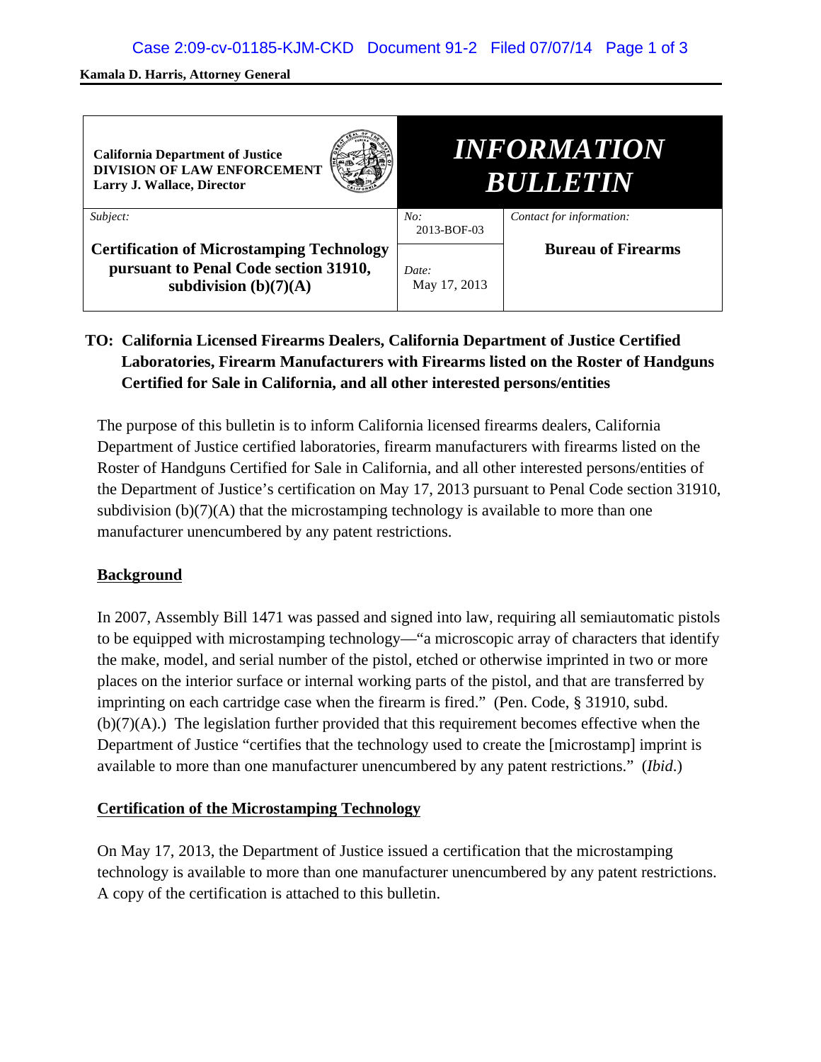**Kamala D. Harris, Attorney General**

| California Department of Justice<br>DIVISION OF LAW ENFORCEMENT<br>Larry J. Wallace, Director | *INFORMATION BULLETIN* | |
|---|---|---|
| *Subject:*<br>**Certification of Microstamping Technology pursuant to Penal Code section 31910, subdivision (b)(7)(A)** | *No:* 2013-BOF-03<br>*Date:* May 17, 2013 | *Contact for information:*<br>**Bureau of Firearms** |

**TO: California Licensed Firearms Dealers, California Department of Justice Certified Laboratories, Firearm Manufacturers with Firearms listed on the Roster of Handguns Certified for Sale in California, and all other interested persons/entities**

The purpose of this bulletin is to inform California licensed firearms dealers, California Department of Justice certified laboratories, firearm manufacturers with firearms listed on the Roster of Handguns Certified for Sale in California, and all other interested persons/entities of the Department of Justice's certification on May 17, 2013 pursuant to Penal Code section 31910, subdivision (b)(7)(A) that the microstamping technology is available to more than one manufacturer unencumbered by any patent restrictions.

## Background

In 2007, Assembly Bill 1471 was passed and signed into law, requiring all semiautomatic pistols to be equipped with microstamping technology—"a microscopic array of characters that identify the make, model, and serial number of the pistol, etched or otherwise imprinted in two or more places on the interior surface or internal working parts of the pistol, and that are transferred by imprinting on each cartridge case when the firearm is fired." (Pen. Code, § 31910, subd. (b)(7)(A).) The legislation further provided that this requirement becomes effective when the Department of Justice "certifies that the technology used to create the [microstamp] imprint is available to more than one manufacturer unencumbered by any patent restrictions." (*Ibid*.)

## Certification of the Microstamping Technology

On May 17, 2013, the Department of Justice issued a certification that the microstamping technology is available to more than one manufacturer unencumbered by any patent restrictions. A copy of the certification is attached to this bulletin.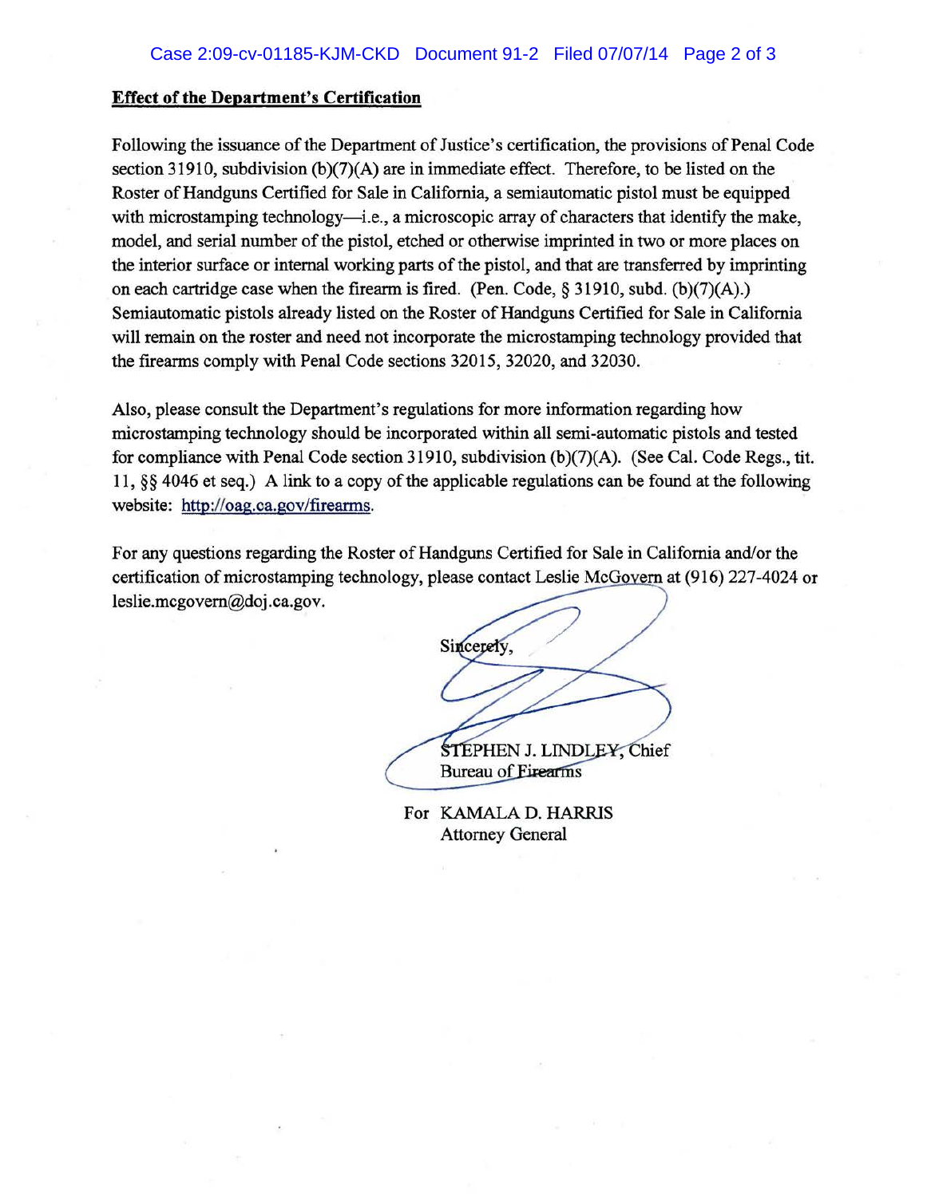**Effect of the Department's Certification**

Following the issuance of the Department of Justice's certification, the provisions of Penal Code section 31910, subdivision (b)(7)(A) are in immediate effect. Therefore, to be listed on the Roster of Handguns Certified for Sale in California, a semiautomatic pistol must be equipped with microstamping technology—i.e., a microscopic array of characters that identify the make, model, and serial number of the pistol, etched or otherwise imprinted in two or more places on the interior surface or internal working parts of the pistol, and that are transferred by imprinting on each cartridge case when the firearm is fired. (Pen. Code, § 31910, subd. (b)(7)(A).) Semiautomatic pistols already listed on the Roster of Handguns Certified for Sale in California will remain on the roster and need not incorporate the microstamping technology provided that the firearms comply with Penal Code sections 32015, 32020, and 32030.

Also, please consult the Department's regulations for more information regarding how microstamping technology should be incorporated within all semi-automatic pistols and tested for compliance with Penal Code section 31910, subdivision (b)(7)(A). (See Cal. Code Regs., tit. 11, §§ 4046 et seq.) A link to a copy of the applicable regulations can be found at the following website: http://oag.ca.gov/firearms.

For any questions regarding the Roster of Handguns Certified for Sale in California and/or the certification of microstamping technology, please contact Leslie McGovern at (916) 227-4024 or leslie.mcgovern@doj.ca.gov.

Sincerely,

STEPHEN J. LINDLEY, Chief
Bureau of Firearms

For KAMALA D. HARRIS
Attorney General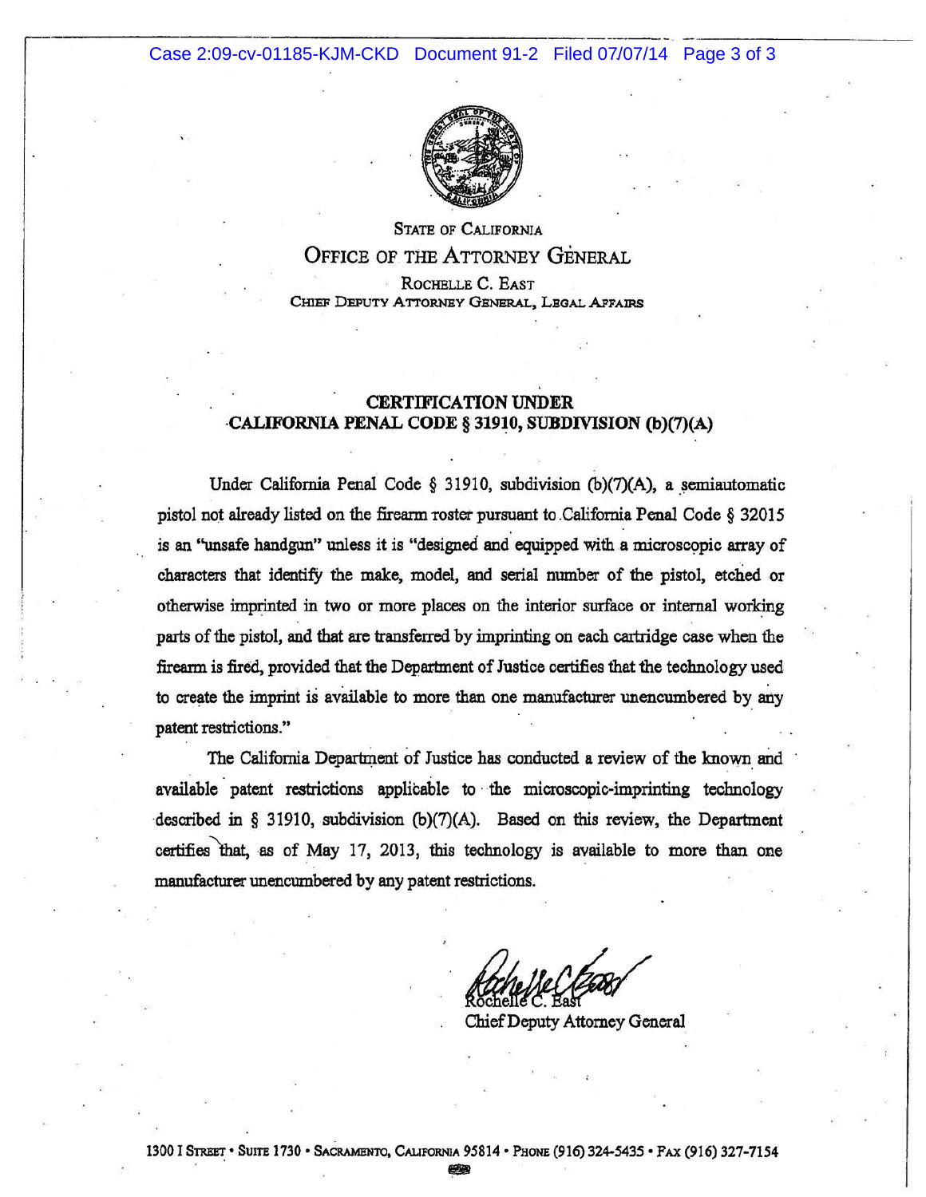STATE OF CALIFORNIA

OFFICE OF THE ATTORNEY GENERAL

ROCHELLE C. EAST

CHIEF DEPUTY ATTORNEY GENERAL, LEGAL AFFAIRS

**CERTIFICATION UNDER CALIFORNIA PENAL CODE § 31910, SUBDIVISION (b)(7)(A)**

Under California Penal Code § 31910, subdivision (b)(7)(A), a semiautomatic pistol not already listed on the firearm roster pursuant to California Penal Code § 32015 is an "unsafe handgun" unless it is "designed and equipped with a microscopic array of characters that identify the make, model, and serial number of the pistol, etched or otherwise imprinted in two or more places on the interior surface or internal working parts of the pistol, and that are transferred by imprinting on each cartridge case when the firearm is fired, provided that the Department of Justice certifies that the technology used to create the imprint is available to more than one manufacturer unencumbered by any patent restrictions."

The California Department of Justice has conducted a review of the known and available patent restrictions applicable to the microscopic-imprinting technology described in § 31910, subdivision (b)(7)(A). Based on this review, the Department certifies that, as of May 17, 2013, this technology is available to more than one manufacturer unencumbered by any patent restrictions.

Rochelle C. East
Chief Deputy Attorney General

1300 I STREET • SUITE 1730 • SACRAMENTO, CALIFORNIA 95814 • PHONE (916) 324-5435 • FAX (916) 327-7154